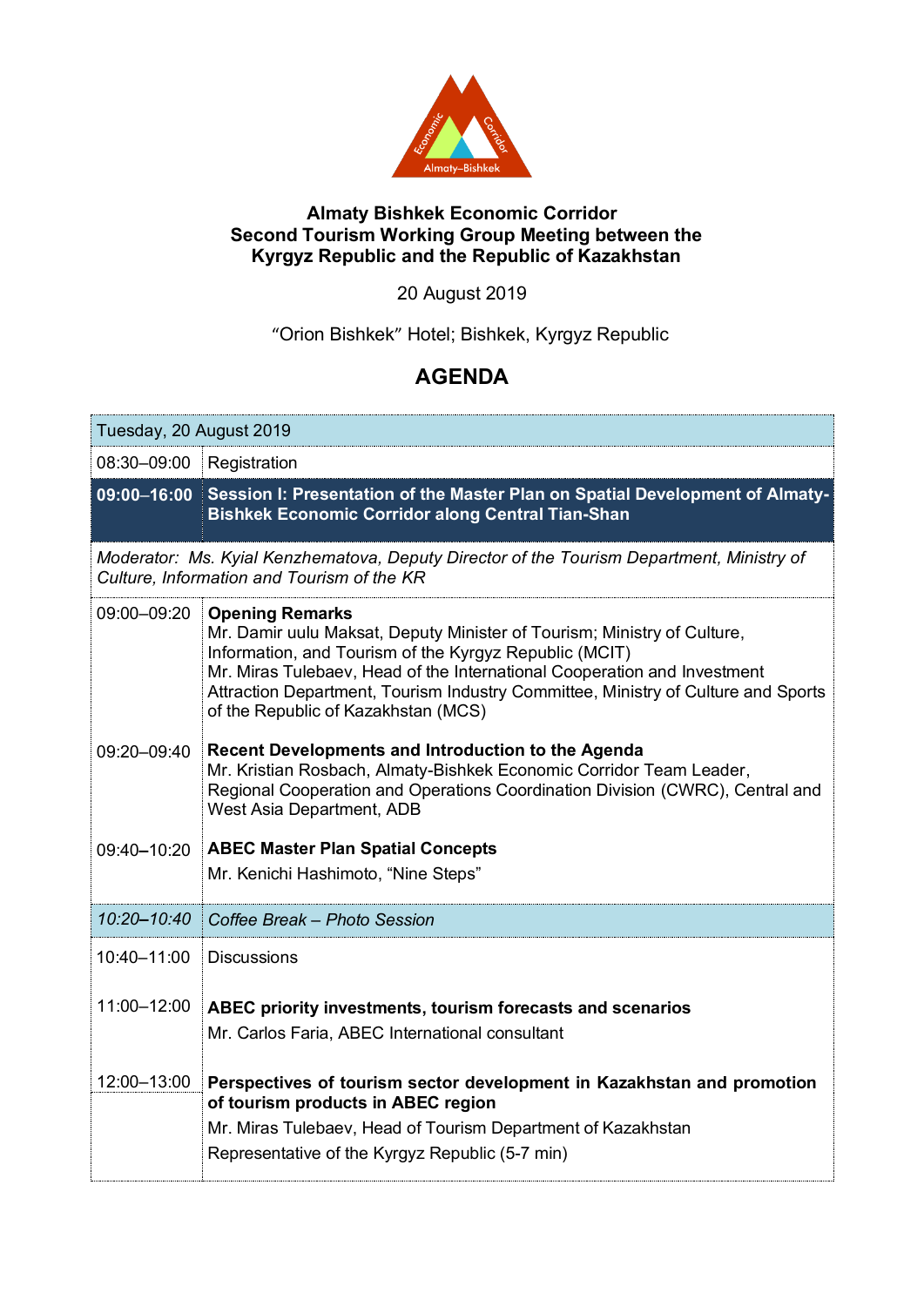# Almaty Bishkek Economic Corridor
## Second Tourism Working Group Meeting between the Kyrgyz Republic and the Republic of Kazakhstan

20 August 2019

"Orion Bishkek" Hotel; Bishkek, Kyrgyz Republic

## AGENDA

| Tuesday, 20 August 2019 | |
|---|---|
| 08:30–09:00 | Registration |
| **09:00–16:00** | **Session I: Presentation of the Master Plan on Spatial Development of Almaty-Bishkek Economic Corridor along Central Tian-Shan** |
| *Moderator: Ms. Kyial Kenzhematova, Deputy Director of the Tourism Department, Ministry of Culture, Information and Tourism of the KR* | |
| 09:00–09:20 | **Opening Remarks**<br>Mr. Damir uulu Maksat, Deputy Minister of Tourism; Ministry of Culture, Information, and Tourism of the Kyrgyz Republic (MCIT)<br>Mr. Miras Tulebaev, Head of the International Cooperation and Investment Attraction Department, Tourism Industry Committee, Ministry of Culture and Sports of the Republic of Kazakhstan (MCS) |
| 09:20–09:40 | **Recent Developments and Introduction to the Agenda**<br>Mr. Kristian Rosbach, Almaty-Bishkek Economic Corridor Team Leader, Regional Cooperation and Operations Coordination Division (CWRC), Central and West Asia Department, ADB |
| 09:40–10:20 | **ABEC Master Plan Spatial Concepts**<br>Mr. Kenichi Hashimoto, "Nine Steps" |
| *10:20–10:40* | *Coffee Break – Photo Session* |
| 10:40–11:00 | Discussions |
| 11:00–12:00 | **ABEC priority investments, tourism forecasts and scenarios**<br>Mr. Carlos Faria, ABEC International consultant |
| 12:00–13:00 | **Perspectives of tourism sector development in Kazakhstan and promotion of tourism products in ABEC region**<br>Mr. Miras Tulebaev, Head of Tourism Department of Kazakhstan<br>Representative of the Kyrgyz Republic (5-7 min) |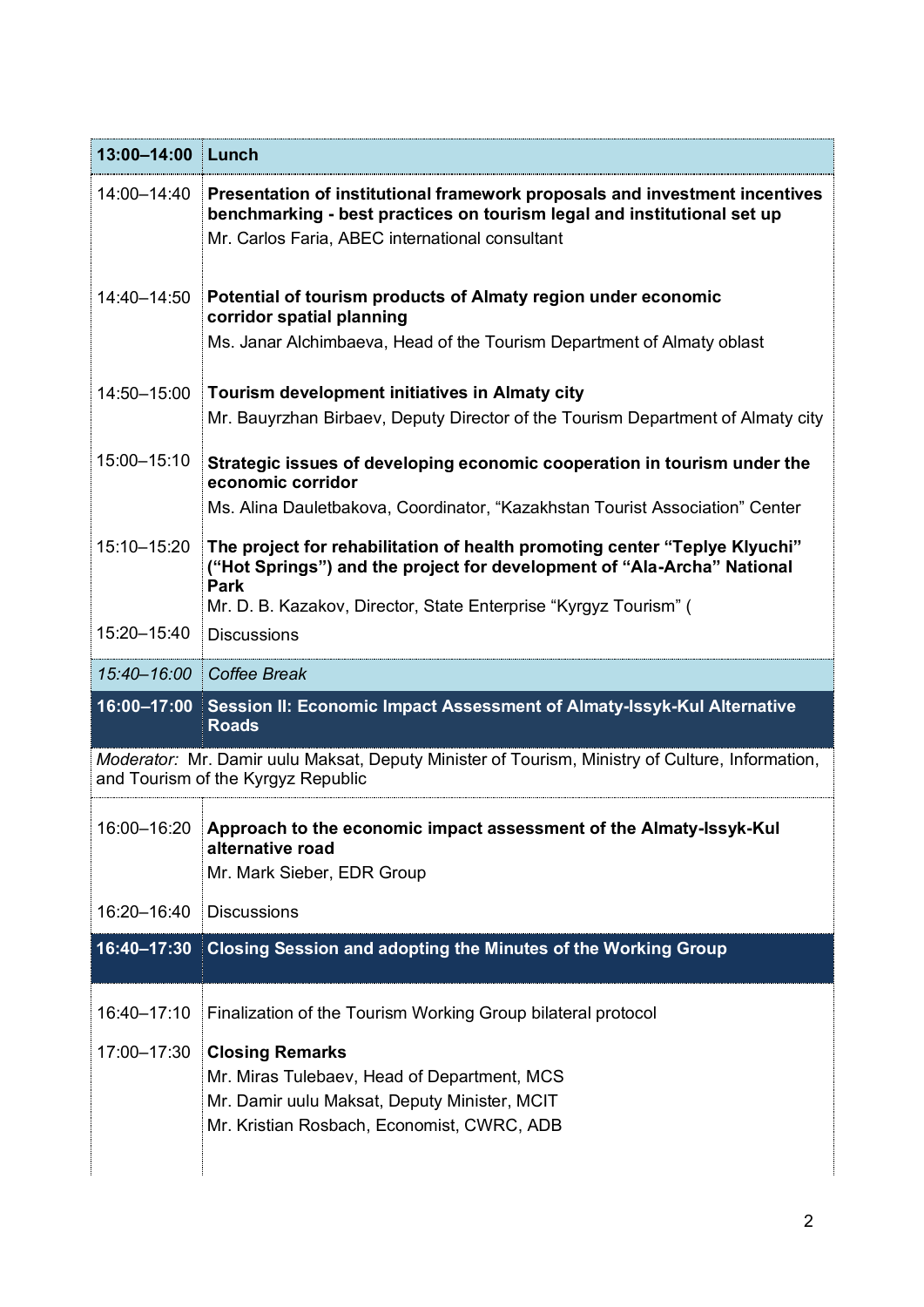| | |
|---|---|
| **13:00–14:00** | **Lunch** |
| 14:00–14:40 | **Presentation of institutional framework proposals and investment incentives benchmarking - best practices on tourism legal and institutional set up**<br>Mr. Carlos Faria, ABEC international consultant |
| 14:40–14:50 | **Potential of tourism products of Almaty region under economic corridor spatial planning**<br>Ms. Janar Alchimbaeva, Head of the Tourism Department of Almaty oblast |
| 14:50–15:00 | **Tourism development initiatives in Almaty city**<br>Mr. Bauyrzhan Birbaev, Deputy Director of the Tourism Department of Almaty city |
| 15:00–15:10 | **Strategic issues of developing economic cooperation in tourism under the economic corridor**<br>Ms. Alina Dauletbakova, Coordinator, “Kazakhstan Tourist Association” Center |
| 15:10–15:20 | **The project for rehabilitation of health promoting center “Teplye Klyuchi” (“Hot Springs”) and the project for development of “Ala-Archa” National Park**<br>Mr. D. B. Kazakov, Director, State Enterprise “Kyrgyz Tourism” ( |
| 15:20–15:40 | Discussions |
| *15:40–16:00* | *Coffee Break* |
| **16:00–17:00** | **Session II: Economic Impact Assessment of Almaty-Issyk-Kul Alternative Roads** |
| *Moderator:* Mr. Damir uulu Maksat, Deputy Minister of Tourism, Ministry of Culture, Information, and Tourism of the Kyrgyz Republic | |
| 16:00–16:20 | **Approach to the economic impact assessment of the Almaty-Issyk-Kul alternative road**<br>Mr. Mark Sieber, EDR Group |
| 16:20–16:40 | Discussions |
| **16:40–17:30** | **Closing Session and adopting the Minutes of the Working Group** |
| 16:40–17:10 | Finalization of the Tourism Working Group bilateral protocol |
| 17:00–17:30 | **Closing Remarks**<br>Mr. Miras Tulebaev, Head of Department, MCS<br>Mr. Damir uulu Maksat, Deputy Minister, MCIT<br>Mr. Kristian Rosbach, Economist, CWRC, ADB |